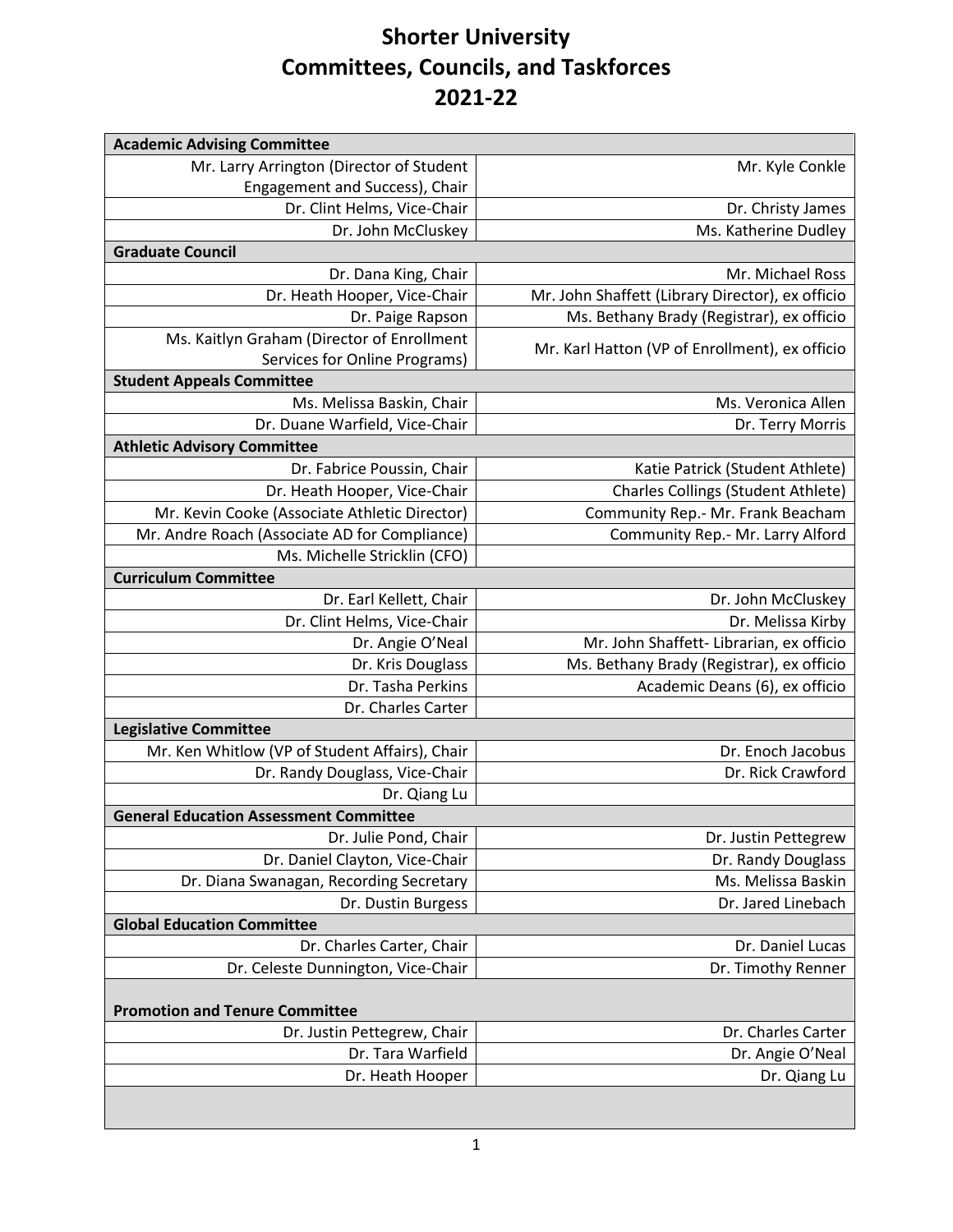# Shorter University
# Committees, Councils, and Taskforces
# 2021-22

| **Academic Advising Committee** | |
|---|---|
| Mr. Larry Arrington (Director of Student Engagement and Success), Chair | Mr. Kyle Conkle |
| Dr. Clint Helms, Vice-Chair | Dr. Christy James |
| Dr. John McCluskey | Ms. Katherine Dudley |
| **Graduate Council** | |
| Dr. Dana King, Chair | Mr. Michael Ross |
| Dr. Heath Hooper, Vice-Chair | Mr. John Shaffett (Library Director), ex officio |
| Dr. Paige Rapson | Ms. Bethany Brady (Registrar), ex officio |
| Ms. Kaitlyn Graham (Director of Enrollment Services for Online Programs) | Mr. Karl Hatton (VP of Enrollment), ex officio |
| **Student Appeals Committee** | |
| Ms. Melissa Baskin, Chair | Ms. Veronica Allen |
| Dr. Duane Warfield, Vice-Chair | Dr. Terry Morris |
| **Athletic Advisory Committee** | |
| Dr. Fabrice Poussin, Chair | Katie Patrick (Student Athlete) |
| Dr. Heath Hooper, Vice-Chair | Charles Collings (Student Athlete) |
| Mr. Kevin Cooke (Associate Athletic Director) | Community Rep.- Mr. Frank Beacham |
| Mr. Andre Roach (Associate AD for Compliance) | Community Rep.- Mr. Larry Alford |
| Ms. Michelle Stricklin (CFO) | |
| **Curriculum Committee** | |
| Dr. Earl Kellett, Chair | Dr. John McCluskey |
| Dr. Clint Helms, Vice-Chair | Dr. Melissa Kirby |
| Dr. Angie O'Neal | Mr. John Shaffett- Librarian, ex officio |
| Dr. Kris Douglass | Ms. Bethany Brady (Registrar), ex officio |
| Dr. Tasha Perkins | Academic Deans (6), ex officio |
| Dr. Charles Carter | |
| **Legislative Committee** | |
| Mr. Ken Whitlow (VP of Student Affairs), Chair | Dr. Enoch Jacobus |
| Dr. Randy Douglass, Vice-Chair | Dr. Rick Crawford |
| Dr. Qiang Lu | |
| **General Education Assessment Committee** | |
| Dr. Julie Pond, Chair | Dr. Justin Pettegrew |
| Dr. Daniel Clayton, Vice-Chair | Dr. Randy Douglass |
| Dr. Diana Swanagan, Recording Secretary | Ms. Melissa Baskin |
| Dr. Dustin Burgess | Dr. Jared Linebach |
| **Global Education Committee** | |
| Dr. Charles Carter, Chair | Dr. Daniel Lucas |
| Dr. Celeste Dunnington, Vice-Chair | Dr. Timothy Renner |
| **Promotion and Tenure Committee** | |
| Dr. Justin Pettegrew, Chair | Dr. Charles Carter |
| Dr. Tara Warfield | Dr. Angie O'Neal |
| Dr. Heath Hooper | Dr. Qiang Lu |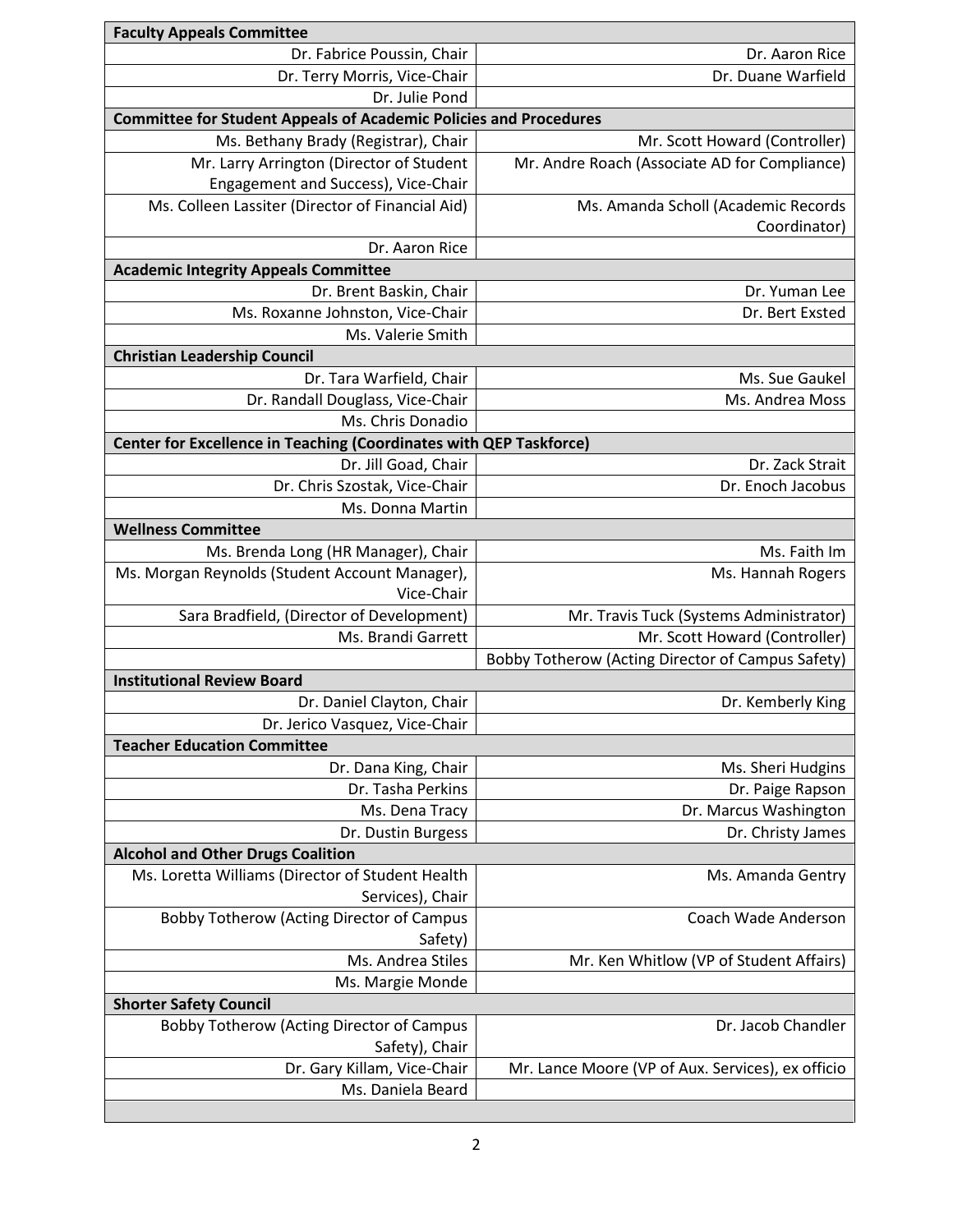| Faculty Appeals Committee | |
|---|---|
| Dr. Fabrice Poussin, Chair | Dr. Aaron Rice |
| Dr. Terry Morris, Vice-Chair | Dr. Duane Warfield |
| Dr. Julie Pond | |
| **Committee for Student Appeals of Academic Policies and Procedures** | |
| Ms. Bethany Brady (Registrar), Chair | Mr. Scott Howard (Controller) |
| Mr. Larry Arrington (Director of Student Engagement and Success), Vice-Chair | Mr. Andre Roach (Associate AD for Compliance) |
| Ms. Colleen Lassiter (Director of Financial Aid) | Ms. Amanda Scholl (Academic Records Coordinator) |
| Dr. Aaron Rice | |
| **Academic Integrity Appeals Committee** | |
| Dr. Brent Baskin, Chair | Dr. Yuman Lee |
| Ms. Roxanne Johnston, Vice-Chair | Dr. Bert Exsted |
| Ms. Valerie Smith | |
| **Christian Leadership Council** | |
| Dr. Tara Warfield, Chair | Ms. Sue Gaukel |
| Dr. Randall Douglass, Vice-Chair | Ms. Andrea Moss |
| Ms. Chris Donadio | |
| **Center for Excellence in Teaching (Coordinates with QEP Taskforce)** | |
| Dr. Jill Goad, Chair | Dr. Zack Strait |
| Dr. Chris Szostak, Vice-Chair | Dr. Enoch Jacobus |
| Ms. Donna Martin | |
| **Wellness Committee** | |
| Ms. Brenda Long (HR Manager), Chair | Ms. Faith Im |
| Ms. Morgan Reynolds (Student Account Manager), Vice-Chair | Ms. Hannah Rogers |
| Sara Bradfield, (Director of Development) | Mr. Travis Tuck (Systems Administrator) |
| Ms. Brandi Garrett | Mr. Scott Howard (Controller) |
| | Bobby Totherow (Acting Director of Campus Safety) |
| **Institutional Review Board** | |
| Dr. Daniel Clayton, Chair | Dr. Kemberly King |
| Dr. Jerico Vasquez, Vice-Chair | |
| **Teacher Education Committee** | |
| Dr. Dana King, Chair | Ms. Sheri Hudgins |
| Dr. Tasha Perkins | Dr. Paige Rapson |
| Ms. Dena Tracy | Dr. Marcus Washington |
| Dr. Dustin Burgess | Dr. Christy James |
| **Alcohol and Other Drugs Coalition** | |
| Ms. Loretta Williams (Director of Student Health Services), Chair | Ms. Amanda Gentry |
| Bobby Totherow (Acting Director of Campus Safety) | Coach Wade Anderson |
| Ms. Andrea Stiles | Mr. Ken Whitlow (VP of Student Affairs) |
| Ms. Margie Monde | |
| **Shorter Safety Council** | |
| Bobby Totherow (Acting Director of Campus Safety), Chair | Dr. Jacob Chandler |
| Dr. Gary Killam, Vice-Chair | Mr. Lance Moore (VP of Aux. Services), ex officio |
| Ms. Daniela Beard | |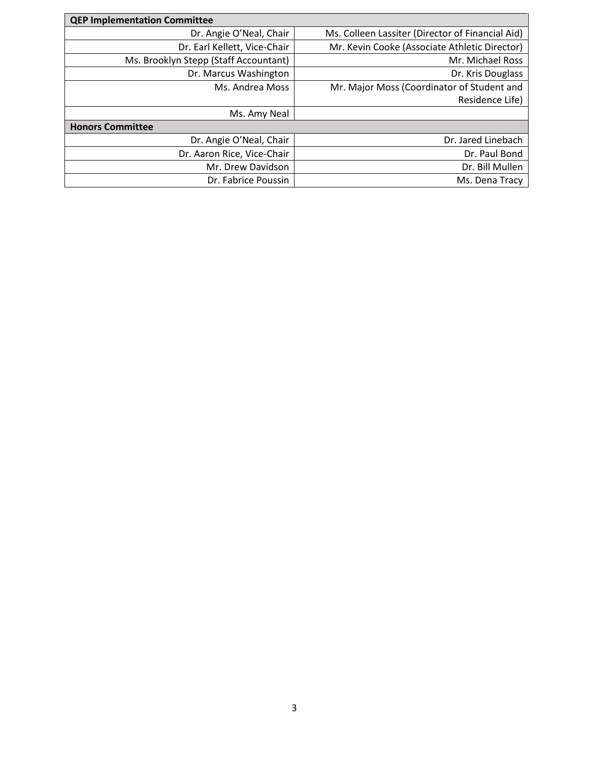| QEP Implementation Committee | |
|---|---|
| Dr. Angie O'Neal, Chair | Ms. Colleen Lassiter (Director of Financial Aid) |
| Dr. Earl Kellett, Vice-Chair | Mr. Kevin Cooke (Associate Athletic Director) |
| Ms. Brooklyn Stepp (Staff Accountant) | Mr. Michael Ross |
| Dr. Marcus Washington | Dr. Kris Douglass |
| Ms. Andrea Moss | Mr. Major Moss (Coordinator of Student and Residence Life) |
| Ms. Amy Neal | |
| **Honors Committee** | |
| Dr. Angie O'Neal, Chair | Dr. Jared Linebach |
| Dr. Aaron Rice, Vice-Chair | Dr. Paul Bond |
| Mr. Drew Davidson | Dr. Bill Mullen |
| Dr. Fabrice Poussin | Ms. Dena Tracy |